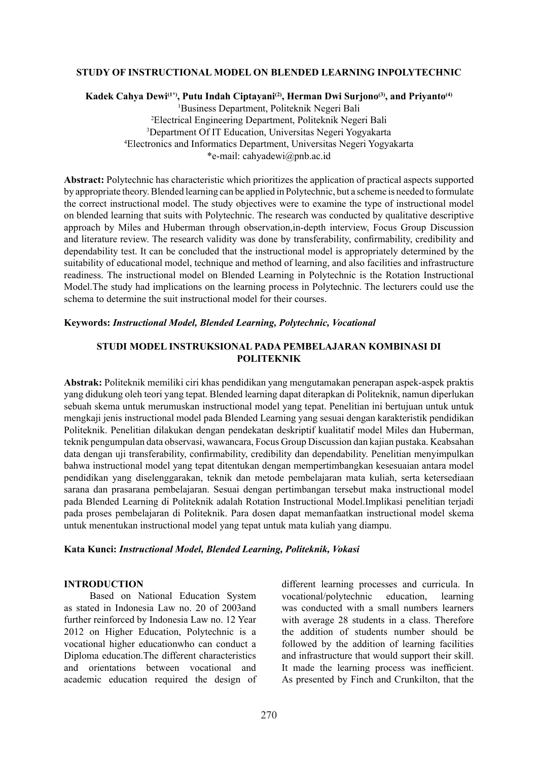## STUDY OF INSTRUCTIONAL MODEL ON BLENDED LEARNING INPOLYTECHNIC

**Kadek Cahya Dewi[1*], Putu Indah Ciptayani[2], Herman Dwi Surjono[3], and Priyanto[4]**

[1]Business Department, Politeknik Negeri Bali
[2]Electrical Engineering Department, Politeknik Negeri Bali
[3]Department Of IT Education, Universitas Negeri Yogyakarta
[4]Electronics and Informatics Department, Universitas Negeri Yogyakarta
*e-mail: cahyadewi@pnb.ac.id

**Abstract:** Polytechnic has characteristic which prioritizes the application of practical aspects supported by appropriate theory. Blended learning can be applied in Polytechnic, but a scheme is needed to formulate the correct instructional model. The study objectives were to examine the type of instructional model on blended learning that suits with Polytechnic. The research was conducted by qualitative descriptive approach by Miles and Huberman through observation,in-depth interview, Focus Group Discussion and literature review. The research validity was done by transferability, confirmability, credibility and dependability test. It can be concluded that the instructional model is appropriately determined by the suitability of educational model, technique and method of learning, and also facilities and infrastructure readiness. The instructional model on Blended Learning in Polytechnic is the Rotation Instructional Model.The study had implications on the learning process in Polytechnic. The lecturers could use the schema to determine the suit instructional model for their courses.

**Keywords:** ***Instructional Model, Blended Learning, Polytechnic, Vocational***

## STUDI MODEL INSTRUKSIONAL PADA PEMBELAJARAN KOMBINASI DI POLITEKNIK

**Abstrak:** Politeknik memiliki ciri khas pendidikan yang mengutamakan penerapan aspek-aspek praktis yang didukung oleh teori yang tepat. Blended learning dapat diterapkan di Politeknik, namun diperlukan sebuah skema untuk merumuskan instructional model yang tepat. Penelitian ini bertujuan untuk untuk mengkaji jenis instructional model pada Blended Learning yang sesuai dengan karakteristik pendidikan Politeknik. Penelitian dilakukan dengan pendekatan deskriptif kualitatif model Miles dan Huberman, teknik pengumpulan data observasi, wawancara, Focus Group Discussion dan kajian pustaka. Keabsahan data dengan uji transferability, confirmability, credibility dan dependability. Penelitian menyimpulkan bahwa instructional model yang tepat ditentukan dengan mempertimbangkan kesesuaian antara model pendidikan yang diselenggarakan, teknik dan metode pembelajaran mata kuliah, serta ketersediaan sarana dan prasarana pembelajaran. Sesuai dengan pertimbangan tersebut maka instructional model pada Blended Learning di Politeknik adalah Rotation Instructional Model.Implikasi penelitian terjadi pada proses pembelajaran di Politeknik. Para dosen dapat memanfaatkan instructional model skema untuk menentukan instructional model yang tepat untuk mata kuliah yang diampu.

**Kata Kunci:** ***Instructional Model, Blended Learning, Politeknik, Vokasi***

## INTRODUCTION

Based on National Education System as stated in Indonesia Law no. 20 of 2003and further reinforced by Indonesia Law no. 12 Year 2012 on Higher Education, Polytechnic is a vocational higher educationwho can conduct a Diploma education.The different characteristics and orientations between vocational and academic education required the design of different learning processes and curricula. In vocational/polytechnic education, learning was conducted with a small numbers learners with average 28 students in a class. Therefore the addition of students number should be followed by the addition of learning facilities and infrastructure that would support their skill. It made the learning process was inefficient. As presented by Finch and Crunkilton, that the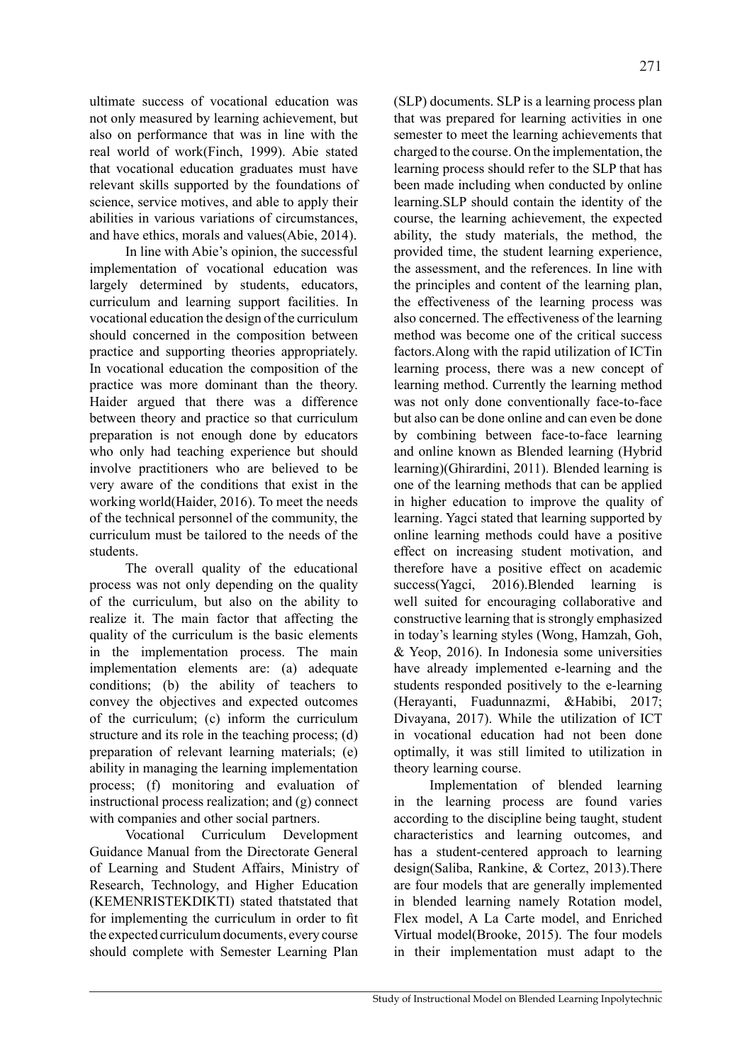ultimate success of vocational education was not only measured by learning achievement, but also on performance that was in line with the real world of work(Finch, 1999). Abie stated that vocational education graduates must have relevant skills supported by the foundations of science, service motives, and able to apply their abilities in various variations of circumstances, and have ethics, morals and values(Abie, 2014).

In line with Abie's opinion, the successful implementation of vocational education was largely determined by students, educators, curriculum and learning support facilities. In vocational education the design of the curriculum should concerned in the composition between practice and supporting theories appropriately. In vocational education the composition of the practice was more dominant than the theory. Haider argued that there was a difference between theory and practice so that curriculum preparation is not enough done by educators who only had teaching experience but should involve practitioners who are believed to be very aware of the conditions that exist in the working world(Haider, 2016). To meet the needs of the technical personnel of the community, the curriculum must be tailored to the needs of the students.

The overall quality of the educational process was not only depending on the quality of the curriculum, but also on the ability to realize it. The main factor that affecting the quality of the curriculum is the basic elements in the implementation process. The main implementation elements are: (a) adequate conditions; (b) the ability of teachers to convey the objectives and expected outcomes of the curriculum; (c) inform the curriculum structure and its role in the teaching process; (d) preparation of relevant learning materials; (e) ability in managing the learning implementation process; (f) monitoring and evaluation of instructional process realization; and (g) connect with companies and other social partners.

Vocational Curriculum Development Guidance Manual from the Directorate General of Learning and Student Affairs, Ministry of Research, Technology, and Higher Education (KEMENRISTEKDIKTI) stated thatstated that for implementing the curriculum in order to fit the expected curriculum documents, every course should complete with Semester Learning Plan (SLP) documents. SLP is a learning process plan that was prepared for learning activities in one semester to meet the learning achievements that charged to the course. On the implementation, the learning process should refer to the SLP that has been made including when conducted by online learning.SLP should contain the identity of the course, the learning achievement, the expected ability, the study materials, the method, the provided time, the student learning experience, the assessment, and the references. In line with the principles and content of the learning plan, the effectiveness of the learning process was also concerned. The effectiveness of the learning method was become one of the critical success factors.Along with the rapid utilization of ICTin learning process, there was a new concept of learning method. Currently the learning method was not only done conventionally face-to-face but also can be done online and can even be done by combining between face-to-face learning and online known as Blended learning (Hybrid learning)(Ghirardini, 2011). Blended learning is one of the learning methods that can be applied in higher education to improve the quality of learning. Yagci stated that learning supported by online learning methods could have a positive effect on increasing student motivation, and therefore have a positive effect on academic success(Yagci, 2016).Blended learning is well suited for encouraging collaborative and constructive learning that is strongly emphasized in today's learning styles (Wong, Hamzah, Goh, & Yeop, 2016). In Indonesia some universities have already implemented e-learning and the students responded positively to the e-learning (Herayanti, Fuadunnazmi, &Habibi, 2017; Divayana, 2017). While the utilization of ICT in vocational education had not been done optimally, it was still limited to utilization in theory learning course.

Implementation of blended learning in the learning process are found varies according to the discipline being taught, student characteristics and learning outcomes, and has a student-centered approach to learning design(Saliba, Rankine, & Cortez, 2013).There are four models that are generally implemented in blended learning namely Rotation model, Flex model, A La Carte model, and Enriched Virtual model(Brooke, 2015). The four models in their implementation must adapt to the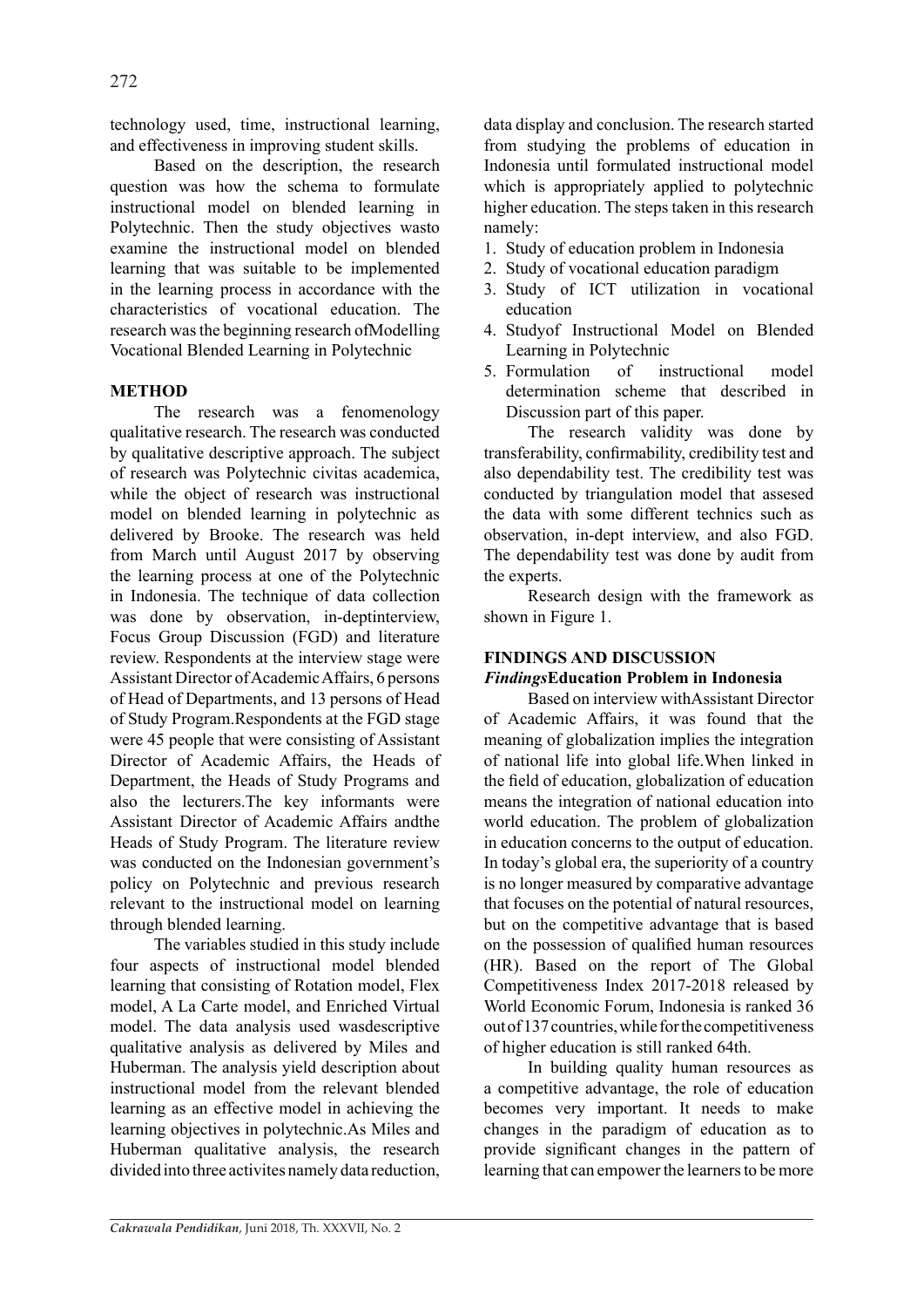technology used, time, instructional learning, and effectiveness in improving student skills.

Based on the description, the research question was how the schema to formulate instructional model on blended learning in Polytechnic. Then the study objectives wasto examine the instructional model on blended learning that was suitable to be implemented in the learning process in accordance with the characteristics of vocational education. The research was the beginning research ofModelling Vocational Blended Learning in Polytechnic

## METHOD

The research was a fenomenology qualitative research. The research was conducted by qualitative descriptive approach. The subject of research was Polytechnic civitas academica, while the object of research was instructional model on blended learning in polytechnic as delivered by Brooke. The research was held from March until August 2017 by observing the learning process at one of the Polytechnic in Indonesia. The technique of data collection was done by observation, in-deptinterview, Focus Group Discussion (FGD) and literature review. Respondents at the interview stage were Assistant Director of Academic Affairs, 6 persons of Head of Departments, and 13 persons of Head of Study Program.Respondents at the FGD stage were 45 people that were consisting of Assistant Director of Academic Affairs, the Heads of Department, the Heads of Study Programs and also the lecturers.The key informants were Assistant Director of Academic Affairs andthe Heads of Study Program. The literature review was conducted on the Indonesian government's policy on Polytechnic and previous research relevant to the instructional model on learning through blended learning.

The variables studied in this study include four aspects of instructional model blended learning that consisting of Rotation model, Flex model, A La Carte model, and Enriched Virtual model. The data analysis used wasdescriptive qualitative analysis as delivered by Miles and Huberman. The analysis yield description about instructional model from the relevant blended learning as an effective model in achieving the learning objectives in polytechnic.As Miles and Huberman qualitative analysis, the research divided into three activites namely data reduction, data display and conclusion. The research started from studying the problems of education in Indonesia until formulated instructional model which is appropriately applied to polytechnic higher education. The steps taken in this research namely:

1. Study of education problem in Indonesia
2. Study of vocational education paradigm
3. Study of ICT utilization in vocational education
4. Studyof Instructional Model on Blended Learning in Polytechnic
5. Formulation of instructional model determination scheme that described in Discussion part of this paper.

The research validity was done by transferability, confirmability, credibility test and also dependability test. The credibility test was conducted by triangulation model that assesed the data with some different technics such as observation, in-dept interview, and also FGD. The dependability test was done by audit from the experts.

Research design with the framework as shown in Figure 1.

## FINDINGS AND DISCUSSION

### *Findings*Education Problem in Indonesia

Based on interview withAssistant Director of Academic Affairs, it was found that the meaning of globalization implies the integration of national life into global life.When linked in the field of education, globalization of education means the integration of national education into world education. The problem of globalization in education concerns to the output of education. In today's global era, the superiority of a country is no longer measured by comparative advantage that focuses on the potential of natural resources, but on the competitive advantage that is based on the possession of qualified human resources (HR). Based on the report of The Global Competitiveness Index 2017-2018 released by World Economic Forum, Indonesia is ranked 36 out of 137 countries, while for the competitiveness of higher education is still ranked 64th.

In building quality human resources as a competitive advantage, the role of education becomes very important. It needs to make changes in the paradigm of education as to provide significant changes in the pattern of learning that can empower the learners to be more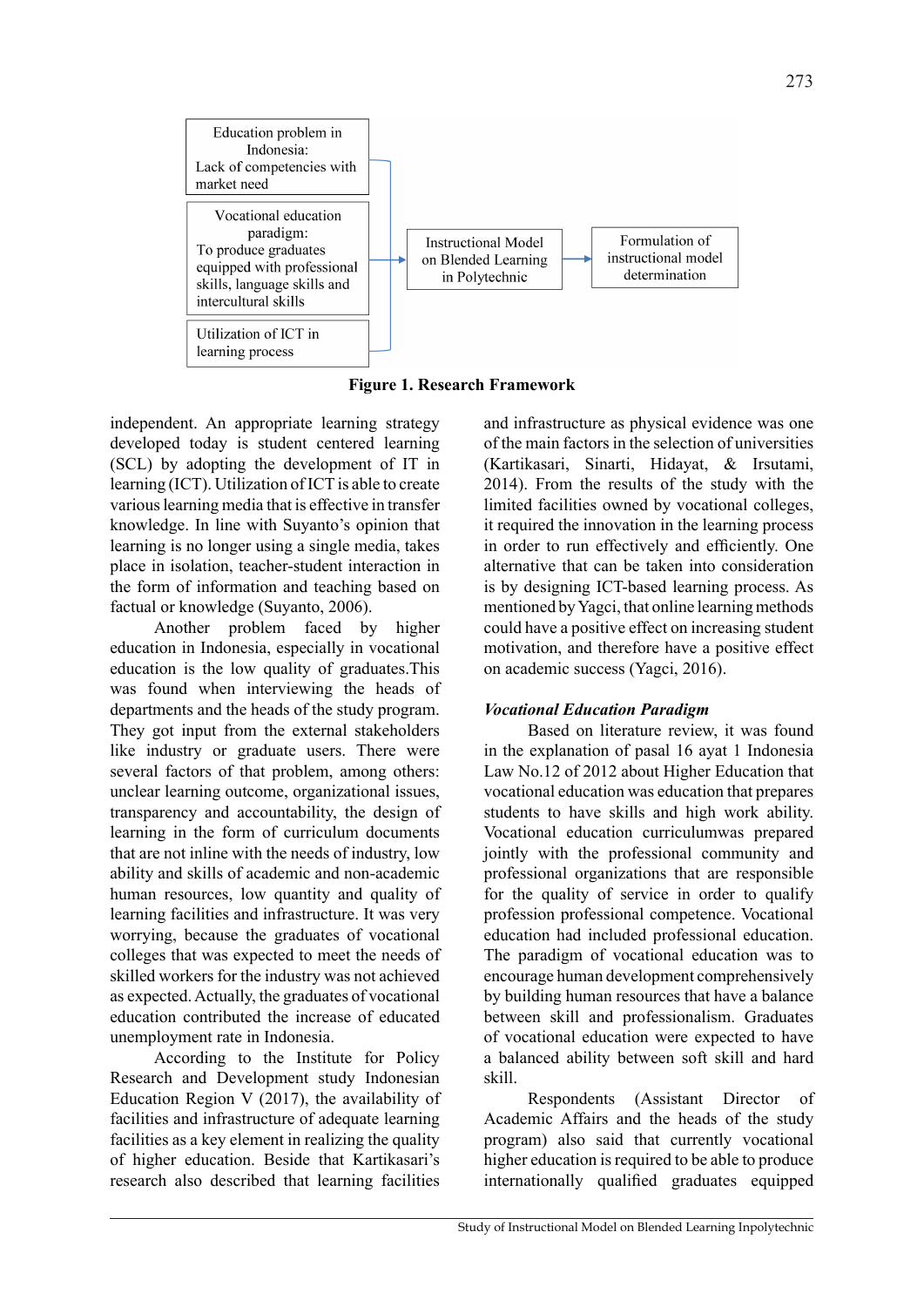Education problem in Indonesia: Lack of competencies with market need

Vocational education paradigm: To produce graduates equipped with professional skills, language skills and intercultural skills

Utilization of ICT in learning process

Instructional Model on Blended Learning in Polytechnic

Formulation of instructional model determination

**Figure 1. Research Framework**

independent. An appropriate learning strategy developed today is student centered learning (SCL) by adopting the development of IT in learning (ICT). Utilization of ICT is able to create various learning media that is effective in transfer knowledge. In line with Suyanto's opinion that learning is no longer using a single media, takes place in isolation, teacher-student interaction in the form of information and teaching based on factual or knowledge (Suyanto, 2006).

Another problem faced by higher education in Indonesia, especially in vocational education is the low quality of graduates.This was found when interviewing the heads of departments and the heads of the study program. They got input from the external stakeholders like industry or graduate users. There were several factors of that problem, among others: unclear learning outcome, organizational issues, transparency and accountability, the design of learning in the form of curriculum documents that are not inline with the needs of industry, low ability and skills of academic and non-academic human resources, low quantity and quality of learning facilities and infrastructure. It was very worrying, because the graduates of vocational colleges that was expected to meet the needs of skilled workers for the industry was not achieved as expected. Actually, the graduates of vocational education contributed the increase of educated unemployment rate in Indonesia.

According to the Institute for Policy Research and Development study Indonesian Education Region V (2017), the availability of facilities and infrastructure of adequate learning facilities as a key element in realizing the quality of higher education. Beside that Kartikasari's research also described that learning facilities and infrastructure as physical evidence was one of the main factors in the selection of universities (Kartikasari, Sinarti, Hidayat, & Irsutami, 2014). From the results of the study with the limited facilities owned by vocational colleges, it required the innovation in the learning process in order to run effectively and efficiently. One alternative that can be taken into consideration is by designing ICT-based learning process. As mentioned by Yagci, that online learning methods could have a positive effect on increasing student motivation, and therefore have a positive effect on academic success (Yagci, 2016).

### *Vocational Education Paradigm*

Based on literature review, it was found in the explanation of pasal 16 ayat 1 Indonesia Law No.12 of 2012 about Higher Education that vocational education was education that prepares students to have skills and high work ability. Vocational education curriculumwas prepared jointly with the professional community and professional organizations that are responsible for the quality of service in order to qualify profession professional competence. Vocational education had included professional education. The paradigm of vocational education was to encourage human development comprehensively by building human resources that have a balance between skill and professionalism. Graduates of vocational education were expected to have a balanced ability between soft skill and hard skill.

Respondents (Assistant Director of Academic Affairs and the heads of the study program) also said that currently vocational higher education is required to be able to produce internationally qualified graduates equipped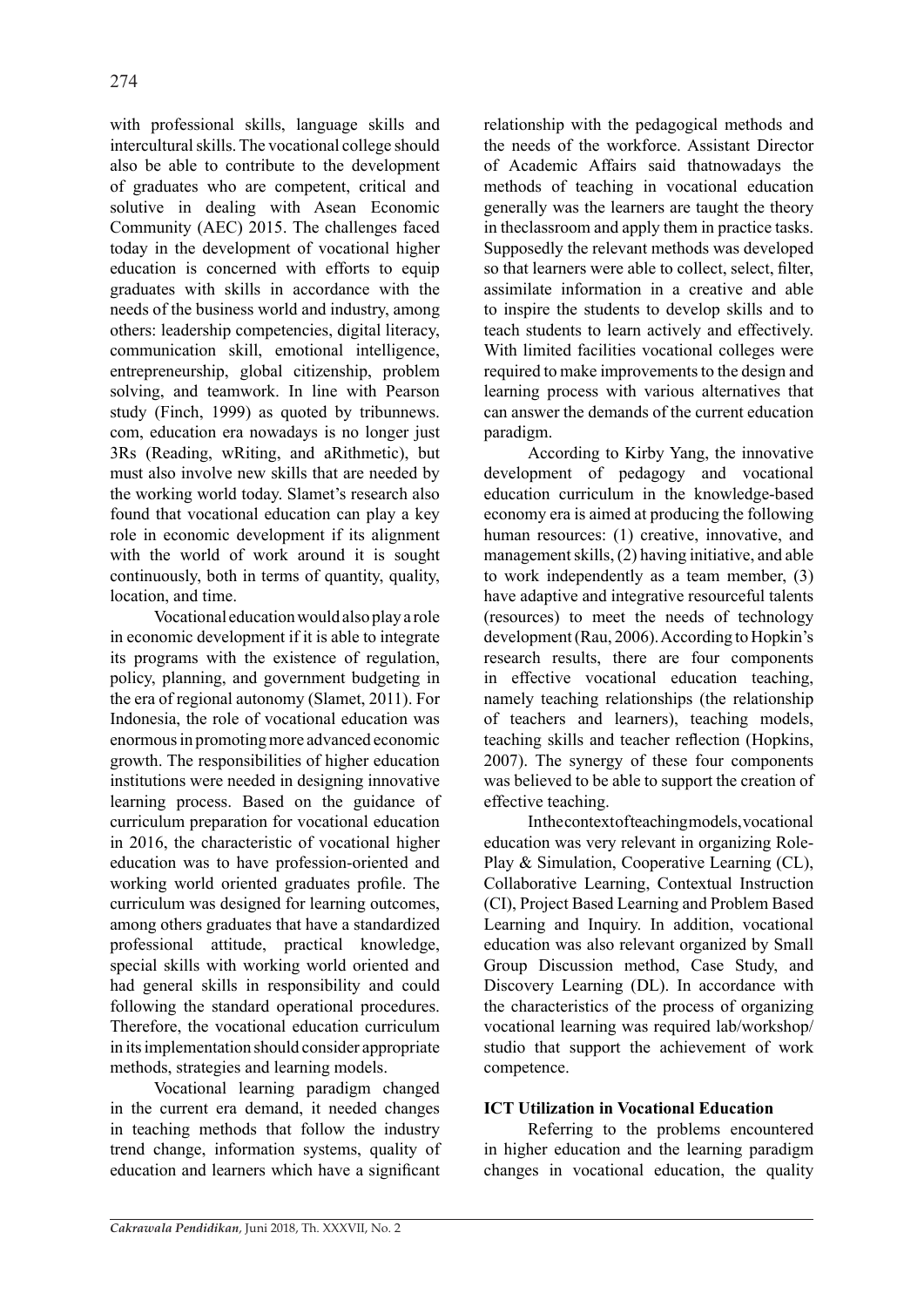with professional skills, language skills and intercultural skills. The vocational college should also be able to contribute to the development of graduates who are competent, critical and solutive in dealing with Asean Economic Community (AEC) 2015. The challenges faced today in the development of vocational higher education is concerned with efforts to equip graduates with skills in accordance with the needs of the business world and industry, among others: leadership competencies, digital literacy, communication skill, emotional intelligence, entrepreneurship, global citizenship, problem solving, and teamwork. In line with Pearson study (Finch, 1999) as quoted by tribunnews.com, education era nowadays is no longer just 3Rs (Reading, wRiting, and aRithmetic), but must also involve new skills that are needed by the working world today. Slamet's research also found that vocational education can play a key role in economic development if its alignment with the world of work around it is sought continuously, both in terms of quantity, quality, location, and time.

Vocational education would also play a role in economic development if it is able to integrate its programs with the existence of regulation, policy, planning, and government budgeting in the era of regional autonomy (Slamet, 2011). For Indonesia, the role of vocational education was enormous in promoting more advanced economic growth. The responsibilities of higher education institutions were needed in designing innovative learning process. Based on the guidance of curriculum preparation for vocational education in 2016, the characteristic of vocational higher education was to have profession-oriented and working world oriented graduates profile. The curriculum was designed for learning outcomes, among others graduates that have a standardized professional attitude, practical knowledge, special skills with working world oriented and had general skills in responsibility and could following the standard operational procedures. Therefore, the vocational education curriculum in its implementation should consider appropriate methods, strategies and learning models.

Vocational learning paradigm changed in the current era demand, it needed changes in teaching methods that follow the industry trend change, information systems, quality of education and learners which have a significant relationship with the pedagogical methods and the needs of the workforce. Assistant Director of Academic Affairs said thatnowadays the methods of teaching in vocational education generally was the learners are taught the theory in theclassroom and apply them in practice tasks. Supposedly the relevant methods was developed so that learners were able to collect, select, filter, assimilate information in a creative and able to inspire the students to develop skills and to teach students to learn actively and effectively. With limited facilities vocational colleges were required to make improvements to the design and learning process with various alternatives that can answer the demands of the current education paradigm.

According to Kirby Yang, the innovative development of pedagogy and vocational education curriculum in the knowledge-based economy era is aimed at producing the following human resources: (1) creative, innovative, and management skills, (2) having initiative, and able to work independently as a team member, (3) have adaptive and integrative resourceful talents (resources) to meet the needs of technology development (Rau, 2006). According to Hopkin's research results, there are four components in effective vocational education teaching, namely teaching relationships (the relationship of teachers and learners), teaching models, teaching skills and teacher reflection (Hopkins, 2007). The synergy of these four components was believed to be able to support the creation of effective teaching.

In the context of teaching models, vocational education was very relevant in organizing Role-Play & Simulation, Cooperative Learning (CL), Collaborative Learning, Contextual Instruction (CI), Project Based Learning and Problem Based Learning and Inquiry. In addition, vocational education was also relevant organized by Small Group Discussion method, Case Study, and Discovery Learning (DL). In accordance with the characteristics of the process of organizing vocational learning was required lab/workshop/studio that support the achievement of work competence.

**ICT Utilization in Vocational Education**

Referring to the problems encountered in higher education and the learning paradigm changes in vocational education, the quality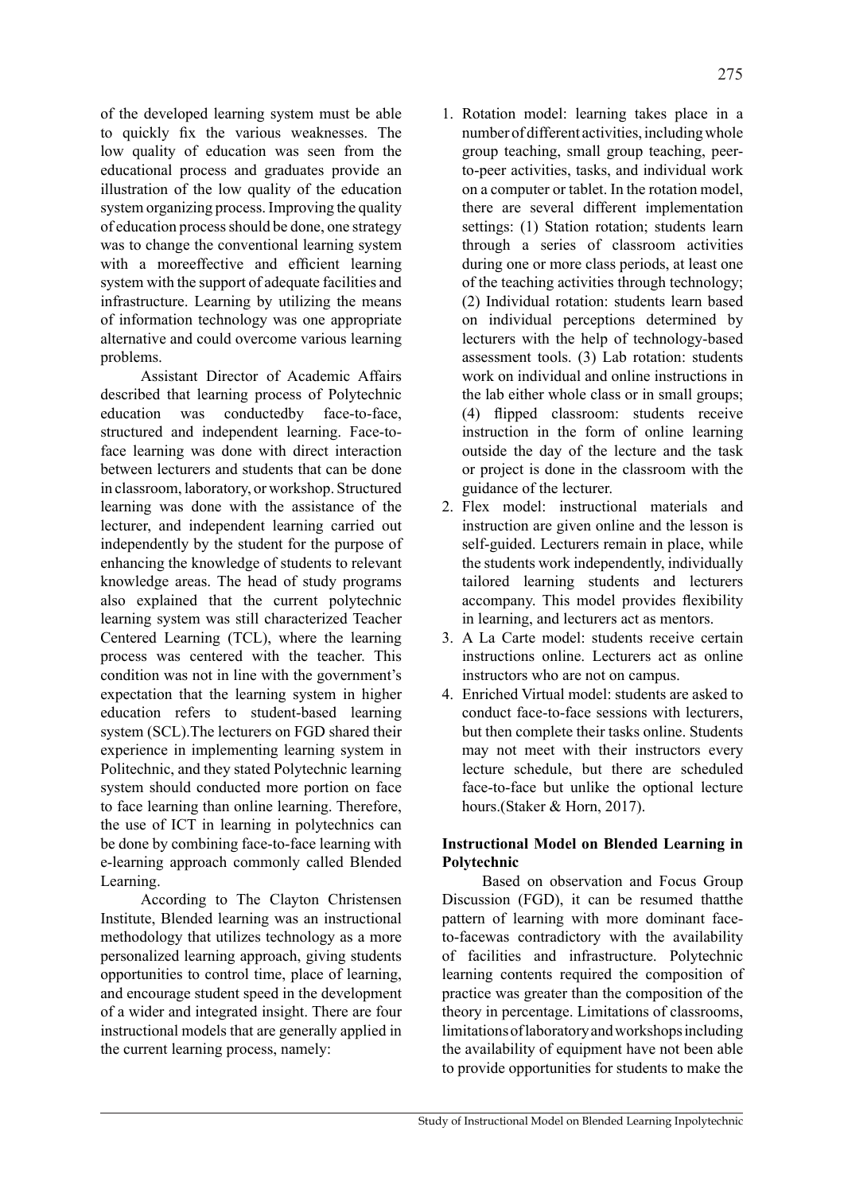of the developed learning system must be able to quickly fix the various weaknesses. The low quality of education was seen from the educational process and graduates provide an illustration of the low quality of the education system organizing process. Improving the quality of education process should be done, one strategy was to change the conventional learning system with a moreeffective and efficient learning system with the support of adequate facilities and infrastructure. Learning by utilizing the means of information technology was one appropriate alternative and could overcome various learning problems.

Assistant Director of Academic Affairs described that learning process of Polytechnic education was conductedby face-to-face, structured and independent learning. Face-to-face learning was done with direct interaction between lecturers and students that can be done in classroom, laboratory, or workshop. Structured learning was done with the assistance of the lecturer, and independent learning carried out independently by the student for the purpose of enhancing the knowledge of students to relevant knowledge areas. The head of study programs also explained that the current polytechnic learning system was still characterized Teacher Centered Learning (TCL), where the learning process was centered with the teacher. This condition was not in line with the government's expectation that the learning system in higher education refers to student-based learning system (SCL).The lecturers on FGD shared their experience in implementing learning system in Politechnic, and they stated Polytechnic learning system should conducted more portion on face to face learning than online learning. Therefore, the use of ICT in learning in polytechnics can be done by combining face-to-face learning with e-learning approach commonly called Blended Learning.

According to The Clayton Christensen Institute, Blended learning was an instructional methodology that utilizes technology as a more personalized learning approach, giving students opportunities to control time, place of learning, and encourage student speed in the development of a wider and integrated insight. There are four instructional models that are generally applied in the current learning process, namely:

1. Rotation model: learning takes place in a number of different activities, including whole group teaching, small group teaching, peer-to-peer activities, tasks, and individual work on a computer or tablet. In the rotation model, there are several different implementation settings: (1) Station rotation; students learn through a series of classroom activities during one or more class periods, at least one of the teaching activities through technology; (2) Individual rotation: students learn based on individual perceptions determined by lecturers with the help of technology-based assessment tools. (3) Lab rotation: students work on individual and online instructions in the lab either whole class or in small groups; (4) flipped classroom: students receive instruction in the form of online learning outside the day of the lecture and the task or project is done in the classroom with the guidance of the lecturer.
2. Flex model: instructional materials and instruction are given online and the lesson is self-guided. Lecturers remain in place, while the students work independently, individually tailored learning students and lecturers accompany. This model provides flexibility in learning, and lecturers act as mentors.
3. A La Carte model: students receive certain instructions online. Lecturers act as online instructors who are not on campus.
4. Enriched Virtual model: students are asked to conduct face-to-face sessions with lecturers, but then complete their tasks online. Students may not meet with their instructors every lecture schedule, but there are scheduled face-to-face but unlike the optional lecture hours.(Staker & Horn, 2017).

**Instructional Model on Blended Learning in Polytechnic**

Based on observation and Focus Group Discussion (FGD), it can be resumed thatthe pattern of learning with more dominant face-to-facewas contradictory with the availability of facilities and infrastructure. Polytechnic learning contents required the composition of practice was greater than the composition of the theory in percentage. Limitations of classrooms, limitations of laboratory and workshops including the availability of equipment have not been able to provide opportunities for students to make the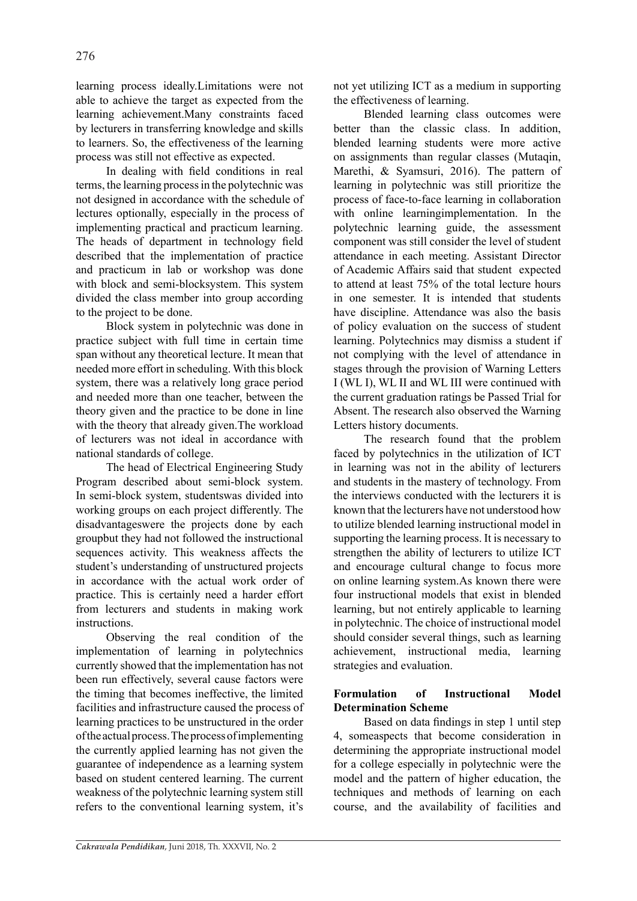learning process ideally.Limitations were not able to achieve the target as expected from the learning achievement.Many constraints faced by lecturers in transferring knowledge and skills to learners. So, the effectiveness of the learning process was still not effective as expected.

In dealing with field conditions in real terms, the learning process in the polytechnic was not designed in accordance with the schedule of lectures optionally, especially in the process of implementing practical and practicum learning. The heads of department in technology field described that the implementation of practice and practicum in lab or workshop was done with block and semi-blocksystem. This system divided the class member into group according to the project to be done.

Block system in polytechnic was done in practice subject with full time in certain time span without any theoretical lecture. It mean that needed more effort in scheduling. With this block system, there was a relatively long grace period and needed more than one teacher, between the theory given and the practice to be done in line with the theory that already given.The workload of lecturers was not ideal in accordance with national standards of college.

The head of Electrical Engineering Study Program described about semi-block system. In semi-block system, studentswas divided into working groups on each project differently. The disadvantageswere the projects done by each groupbut they had not followed the instructional sequences activity. This weakness affects the student's understanding of unstructured projects in accordance with the actual work order of practice. This is certainly need a harder effort from lecturers and students in making work instructions.

Observing the real condition of the implementation of learning in polytechnics currently showed that the implementation has not been run effectively, several cause factors were the timing that becomes ineffective, the limited facilities and infrastructure caused the process of learning practices to be unstructured in the order of the actual process. The process of implementing the currently applied learning has not given the guarantee of independence as a learning system based on student centered learning. The current weakness of the polytechnic learning system still refers to the conventional learning system, it's not yet utilizing ICT as a medium in supporting the effectiveness of learning.

Blended learning class outcomes were better than the classic class. In addition, blended learning students were more active on assignments than regular classes (Mutaqin, Marethi, & Syamsuri, 2016). The pattern of learning in polytechnic was still prioritize the process of face-to-face learning in collaboration with online learningimplementation. In the polytechnic learning guide, the assessment component was still consider the level of student attendance in each meeting. Assistant Director of Academic Affairs said that student expected to attend at least 75% of the total lecture hours in one semester. It is intended that students have discipline. Attendance was also the basis of policy evaluation on the success of student learning. Polytechnics may dismiss a student if not complying with the level of attendance in stages through the provision of Warning Letters I (WL I), WL II and WL III were continued with the current graduation ratings be Passed Trial for Absent. The research also observed the Warning Letters history documents.

The research found that the problem faced by polytechnics in the utilization of ICT in learning was not in the ability of lecturers and students in the mastery of technology. From the interviews conducted with the lecturers it is known that the lecturers have not understood how to utilize blended learning instructional model in supporting the learning process. It is necessary to strengthen the ability of lecturers to utilize ICT and encourage cultural change to focus more on online learning system.As known there were four instructional models that exist in blended learning, but not entirely applicable to learning in polytechnic. The choice of instructional model should consider several things, such as learning achievement, instructional media, learning strategies and evaluation.

**Formulation of Instructional Model Determination Scheme**

Based on data findings in step 1 until step 4, someaspects that become consideration in determining the appropriate instructional model for a college especially in polytechnic were the model and the pattern of higher education, the techniques and methods of learning on each course, and the availability of facilities and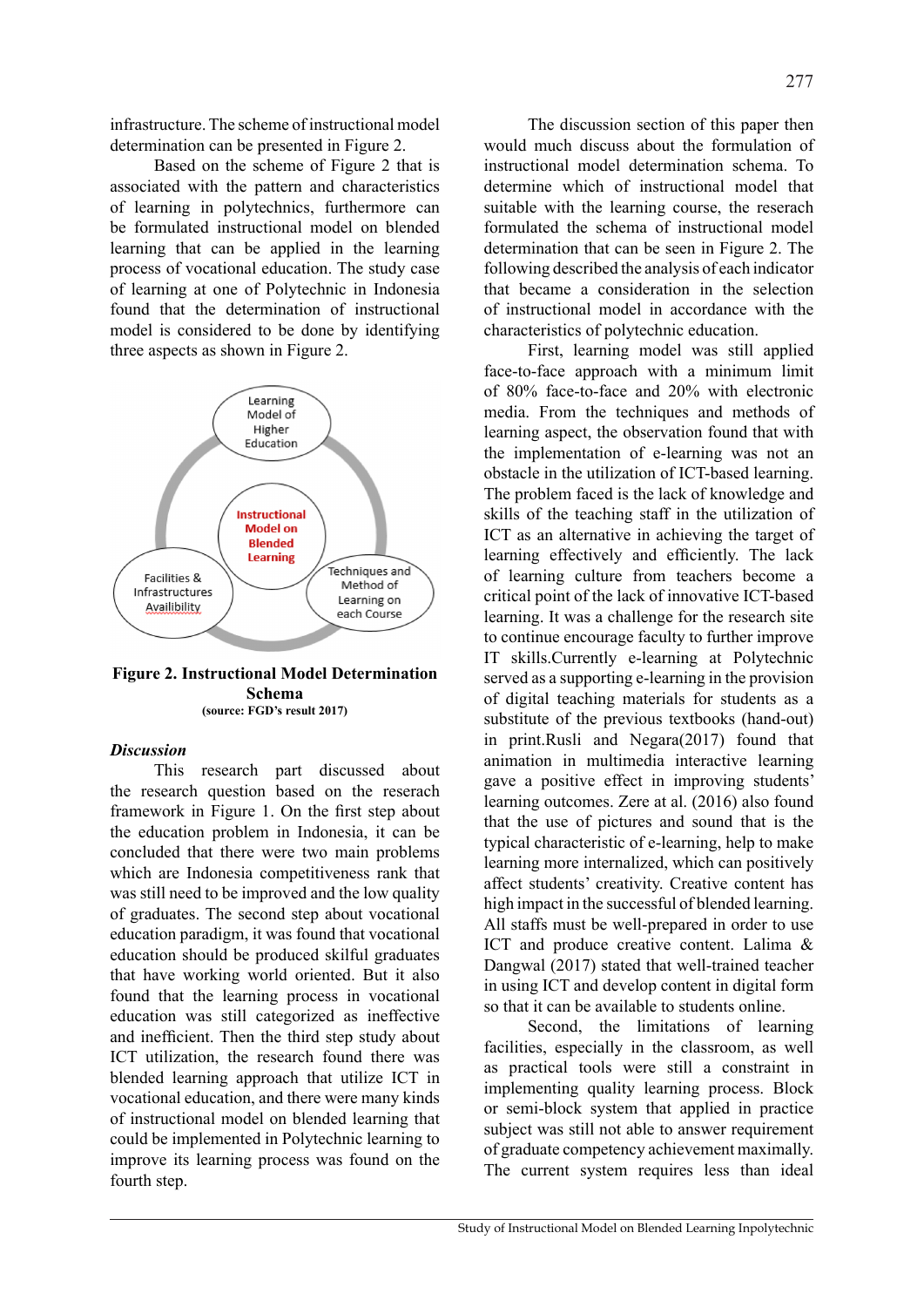infrastructure. The scheme of instructional model determination can be presented in Figure 2.

Based on the scheme of Figure 2 that is associated with the pattern and characteristics of learning in polytechnics, furthermore can be formulated instructional model on blended learning that can be applied in the learning process of vocational education. The study case of learning at one of Polytechnic in Indonesia found that the determination of instructional model is considered to be done by identifying three aspects as shown in Figure 2.

**Figure 2. Instructional Model Determination Schema**
**(source: FGD's result 2017)**

### *Discussion*

This research part discussed about the research question based on the reserach framework in Figure 1. On the first step about the education problem in Indonesia, it can be concluded that there were two main problems which are Indonesia competitiveness rank that was still need to be improved and the low quality of graduates. The second step about vocational education paradigm, it was found that vocational education should be produced skilful graduates that have working world oriented. But it also found that the learning process in vocational education was still categorized as ineffective and inefficient. Then the third step study about ICT utilization, the research found there was blended learning approach that utilize ICT in vocational education, and there were many kinds of instructional model on blended learning that could be implemented in Polytechnic learning to improve its learning process was found on the fourth step.

The discussion section of this paper then would much discuss about the formulation of instructional model determination schema. To determine which of instructional model that suitable with the learning course, the reserach formulated the schema of instructional model determination that can be seen in Figure 2. The following described the analysis of each indicator that became a consideration in the selection of instructional model in accordance with the characteristics of polytechnic education.

First, learning model was still applied face-to-face approach with a minimum limit of 80% face-to-face and 20% with electronic media. From the techniques and methods of learning aspect, the observation found that with the implementation of e-learning was not an obstacle in the utilization of ICT-based learning. The problem faced is the lack of knowledge and skills of the teaching staff in the utilization of ICT as an alternative in achieving the target of learning effectively and efficiently. The lack of learning culture from teachers become a critical point of the lack of innovative ICT-based learning. It was a challenge for the research site to continue encourage faculty to further improve IT skills.Currently e-learning at Polytechnic served as a supporting e-learning in the provision of digital teaching materials for students as a substitute of the previous textbooks (hand-out) in print.Rusli and Negara(2017) found that animation in multimedia interactive learning gave a positive effect in improving students' learning outcomes. Zere at al. (2016) also found that the use of pictures and sound that is the typical characteristic of e-learning, help to make learning more internalized, which can positively affect students' creativity. Creative content has high impact in the successful of blended learning. All staffs must be well-prepared in order to use ICT and produce creative content. Lalima & Dangwal (2017) stated that well-trained teacher in using ICT and develop content in digital form so that it can be available to students online.

Second, the limitations of learning facilities, especially in the classroom, as well as practical tools were still a constraint in implementing quality learning process. Block or semi-block system that applied in practice subject was still not able to answer requirement of graduate competency achievement maximally. The current system requires less than ideal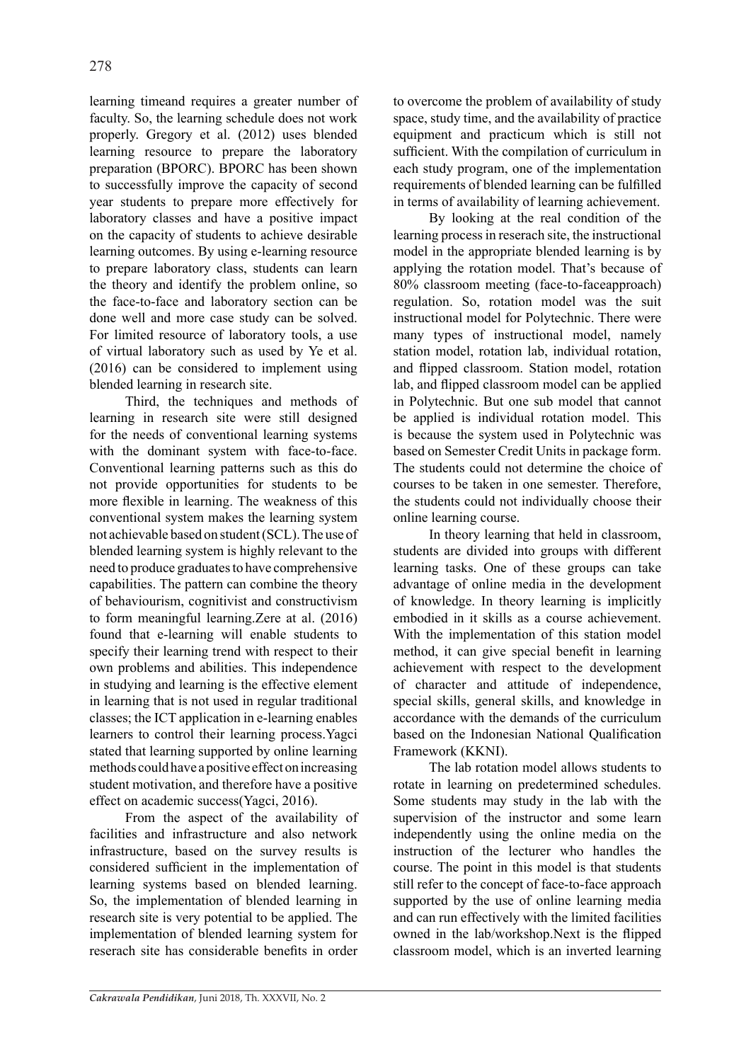learning timeand requires a greater number of faculty. So, the learning schedule does not work properly. Gregory et al. (2012) uses blended learning resource to prepare the laboratory preparation (BPORC). BPORC has been shown to successfully improve the capacity of second year students to prepare more effectively for laboratory classes and have a positive impact on the capacity of students to achieve desirable learning outcomes. By using e-learning resource to prepare laboratory class, students can learn the theory and identify the problem online, so the face-to-face and laboratory section can be done well and more case study can be solved. For limited resource of laboratory tools, a use of virtual laboratory such as used by Ye et al. (2016) can be considered to implement using blended learning in research site.

Third, the techniques and methods of learning in research site were still designed for the needs of conventional learning systems with the dominant system with face-to-face. Conventional learning patterns such as this do not provide opportunities for students to be more flexible in learning. The weakness of this conventional system makes the learning system not achievable based on student (SCL). The use of blended learning system is highly relevant to the need to produce graduates to have comprehensive capabilities. The pattern can combine the theory of behaviourism, cognitivist and constructivism to form meaningful learning.Zere at al. (2016) found that e-learning will enable students to specify their learning trend with respect to their own problems and abilities. This independence in studying and learning is the effective element in learning that is not used in regular traditional classes; the ICT application in e-learning enables learners to control their learning process.Yagci stated that learning supported by online learning methods could have a positive effect on increasing student motivation, and therefore have a positive effect on academic success(Yagci, 2016).

From the aspect of the availability of facilities and infrastructure and also network infrastructure, based on the survey results is considered sufficient in the implementation of learning systems based on blended learning. So, the implementation of blended learning in research site is very potential to be applied. The implementation of blended learning system for reserach site has considerable benefits in order to overcome the problem of availability of study space, study time, and the availability of practice equipment and practicum which is still not sufficient. With the compilation of curriculum in each study program, one of the implementation requirements of blended learning can be fulfilled in terms of availability of learning achievement.

By looking at the real condition of the learning process in reserach site, the instructional model in the appropriate blended learning is by applying the rotation model. That's because of 80% classroom meeting (face-to-faceapproach) regulation. So, rotation model was the suit instructional model for Polytechnic. There were many types of instructional model, namely station model, rotation lab, individual rotation, and flipped classroom. Station model, rotation lab, and flipped classroom model can be applied in Polytechnic. But one sub model that cannot be applied is individual rotation model. This is because the system used in Polytechnic was based on Semester Credit Units in package form. The students could not determine the choice of courses to be taken in one semester. Therefore, the students could not individually choose their online learning course.

In theory learning that held in classroom, students are divided into groups with different learning tasks. One of these groups can take advantage of online media in the development of knowledge. In theory learning is implicitly embodied in it skills as a course achievement. With the implementation of this station model method, it can give special benefit in learning achievement with respect to the development of character and attitude of independence, special skills, general skills, and knowledge in accordance with the demands of the curriculum based on the Indonesian National Qualification Framework (KKNI).

The lab rotation model allows students to rotate in learning on predetermined schedules. Some students may study in the lab with the supervision of the instructor and some learn independently using the online media on the instruction of the lecturer who handles the course. The point in this model is that students still refer to the concept of face-to-face approach supported by the use of online learning media and can run effectively with the limited facilities owned in the lab/workshop.Next is the flipped classroom model, which is an inverted learning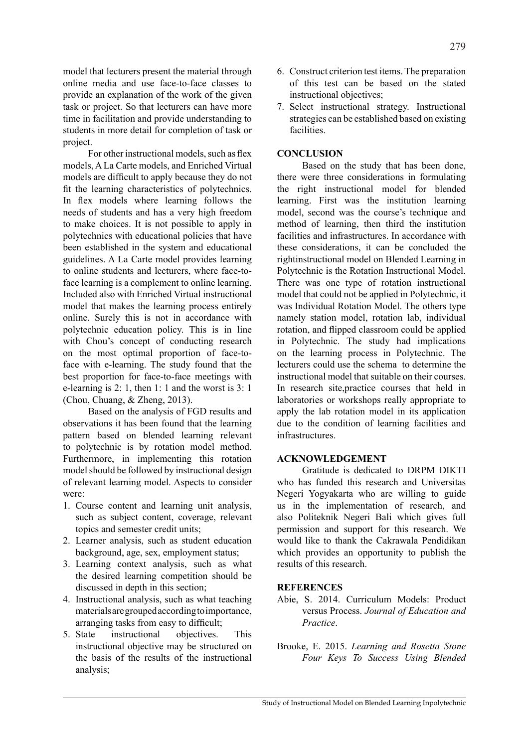model that lecturers present the material through online media and use face-to-face classes to provide an explanation of the work of the given task or project. So that lecturers can have more time in facilitation and provide understanding to students in more detail for completion of task or project.

For other instructional models, such as flex models, A La Carte models, and Enriched Virtual models are difficult to apply because they do not fit the learning characteristics of polytechnics. In flex models where learning follows the needs of students and has a very high freedom to make choices. It is not possible to apply in polytechnics with educational policies that have been established in the system and educational guidelines. A La Carte model provides learning to online students and lecturers, where face-to-face learning is a complement to online learning. Included also with Enriched Virtual instructional model that makes the learning process entirely online. Surely this is not in accordance with polytechnic education policy. This is in line with Chou's concept of conducting research on the most optimal proportion of face-to-face with e-learning. The study found that the best proportion for face-to-face meetings with e-learning is 2: 1, then 1: 1 and the worst is 3: 1 (Chou, Chuang, & Zheng, 2013).

Based on the analysis of FGD results and observations it has been found that the learning pattern based on blended learning relevant to polytechnic is by rotation model method. Furthermore, in implementing this rotation model should be followed by instructional design of relevant learning model. Aspects to consider were:

1. Course content and learning unit analysis, such as subject content, coverage, relevant topics and semester credit units;
2. Learner analysis, such as student education background, age, sex, employment status;
3. Learning context analysis, such as what the desired learning competition should be discussed in depth in this section;
4. Instructional analysis, such as what teaching materials are grouped according to importance, arranging tasks from easy to difficult;
5. State instructional objectives. This instructional objective may be structured on the basis of the results of the instructional analysis;
6. Construct criterion test items. The preparation of this test can be based on the stated instructional objectives;
7. Select instructional strategy. Instructional strategies can be established based on existing facilities.

## CONCLUSION

Based on the study that has been done, there were three considerations in formulating the right instructional model for blended learning. First was the institution learning model, second was the course's technique and method of learning, then third the institution facilities and infrastructures. In accordance with these considerations, it can be concluded the rightinstructional model on Blended Learning in Polytechnic is the Rotation Instructional Model. There was one type of rotation instructional model that could not be applied in Polytechnic, it was Individual Rotation Model. The others type namely station model, rotation lab, individual rotation, and flipped classroom could be applied in Polytechnic. The study had implications on the learning process in Polytechnic. The lecturers could use the schema to determine the instructional model that suitable on their courses. In research site,practice courses that held in laboratories or workshops really appropriate to apply the lab rotation model in its application due to the condition of learning facilities and infrastructures.

## ACKNOWLEDGEMENT

Gratitude is dedicated to DRPM DIKTI who has funded this research and Universitas Negeri Yogyakarta who are willing to guide us in the implementation of research, and also Politeknik Negeri Bali which gives full permission and support for this research. We would like to thank the Cakrawala Pendidikan which provides an opportunity to publish the results of this research.

## REFERENCES

Abie, S. 2014. Curriculum Models: Product versus Process. *Journal of Education and Practice*.

Brooke, E. 2015. *Learning and Rosetta Stone Four Keys To Success Using Blended*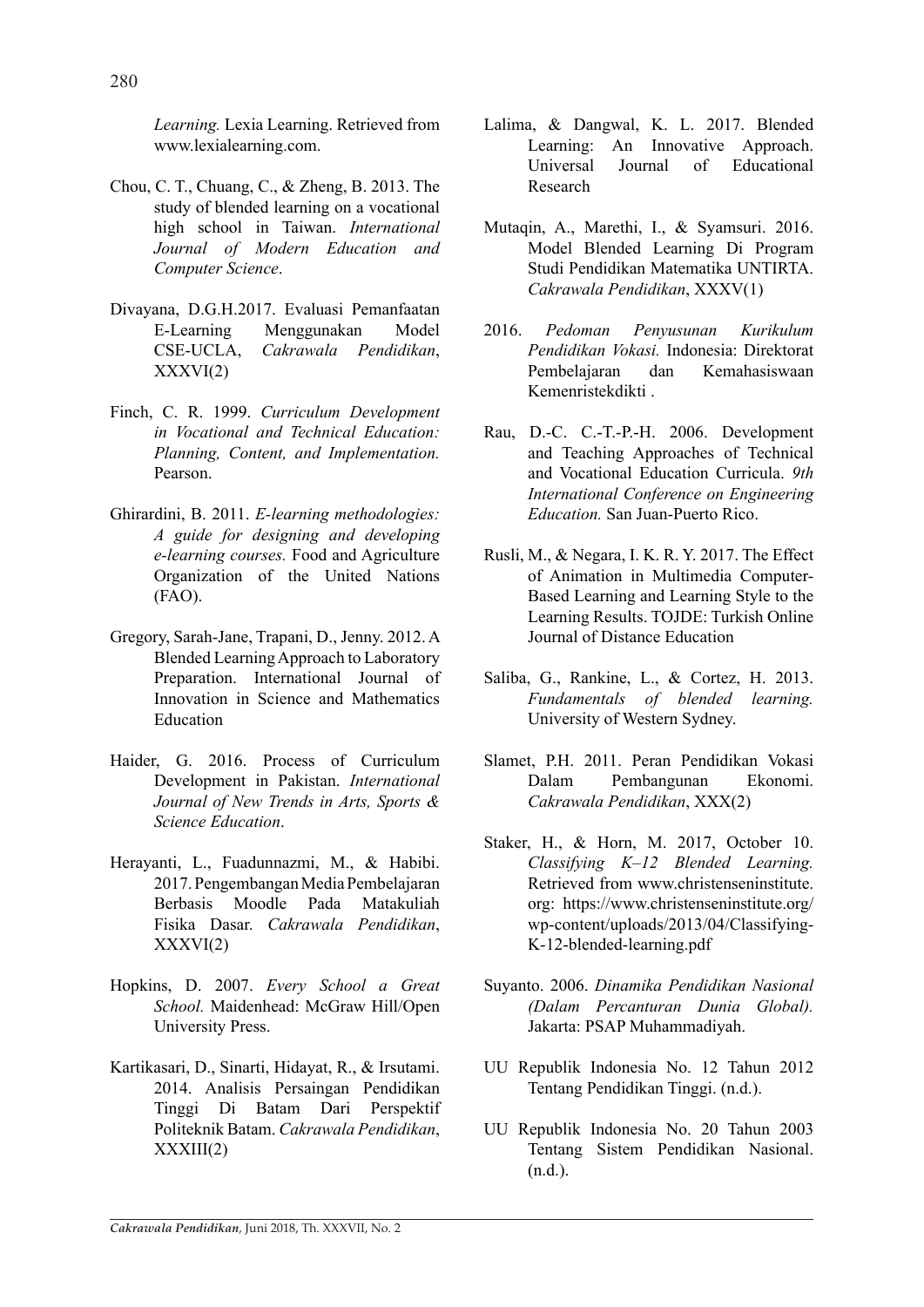*Learning.* Lexia Learning. Retrieved from www.lexialearning.com.

Chou, C. T., Chuang, C., & Zheng, B. 2013. The study of blended learning on a vocational high school in Taiwan. *International Journal of Modern Education and Computer Science*.

Divayana, D.G.H.2017. Evaluasi Pemanfaatan E-Learning Menggunakan Model CSE-UCLA, *Cakrawala Pendidikan*, XXXVI(2)

Finch, C. R. 1999. *Curriculum Development in Vocational and Technical Education: Planning, Content, and Implementation.* Pearson.

Ghirardini, B. 2011. *E-learning methodologies: A guide for designing and developing e-learning courses.* Food and Agriculture Organization of the United Nations (FAO).

Gregory, Sarah-Jane, Trapani, D., Jenny. 2012. A Blended Learning Approach to Laboratory Preparation. International Journal of Innovation in Science and Mathematics Education

Haider, G. 2016. Process of Curriculum Development in Pakistan. *International Journal of New Trends in Arts, Sports & Science Education*.

Herayanti, L., Fuadunnazmi, M., & Habibi. 2017. Pengembangan Media Pembelajaran Berbasis Moodle Pada Matakuliah Fisika Dasar. *Cakrawala Pendidikan*, XXXVI(2)

Hopkins, D. 2007. *Every School a Great School.* Maidenhead: McGraw Hill/Open University Press.

Kartikasari, D., Sinarti, Hidayat, R., & Irsutami. 2014. Analisis Persaingan Pendidikan Tinggi Di Batam Dari Perspektif Politeknik Batam. *Cakrawala Pendidikan*, XXXIII(2)

Lalima, & Dangwal, K. L. 2017. Blended Learning: An Innovative Approach. Universal Journal of Educational Research

Mutaqin, A., Marethi, I., & Syamsuri. 2016. Model Blended Learning Di Program Studi Pendidikan Matematika UNTIRTA. *Cakrawala Pendidikan*, XXXV(1)

2016. *Pedoman Penyusunan Kurikulum Pendidikan Vokasi.* Indonesia: Direktorat Pembelajaran dan Kemahasiswaan Kemenristekdikti .

Rau, D.-C. C.-T.-P.-H. 2006. Development and Teaching Approaches of Technical and Vocational Education Curricula. *9th International Conference on Engineering Education.* San Juan-Puerto Rico.

Rusli, M., & Negara, I. K. R. Y. 2017. The Effect of Animation in Multimedia Computer-Based Learning and Learning Style to the Learning Results. TOJDE: Turkish Online Journal of Distance Education

Saliba, G., Rankine, L., & Cortez, H. 2013. *Fundamentals of blended learning.* University of Western Sydney.

Slamet, P.H. 2011. Peran Pendidikan Vokasi Dalam Pembangunan Ekonomi. *Cakrawala Pendidikan*, XXX(2)

Staker, H., & Horn, M. 2017, October 10. *Classifying K–12 Blended Learning.* Retrieved from www.christenseninstitute.org: https://www.christenseninstitute.org/wp-content/uploads/2013/04/Classifying-K-12-blended-learning.pdf

Suyanto. 2006. *Dinamika Pendidikan Nasional (Dalam Percanturan Dunia Global).* Jakarta: PSAP Muhammadiyah.

UU Republik Indonesia No. 12 Tahun 2012 Tentang Pendidikan Tinggi. (n.d.).

UU Republik Indonesia No. 20 Tahun 2003 Tentang Sistem Pendidikan Nasional. (n.d.).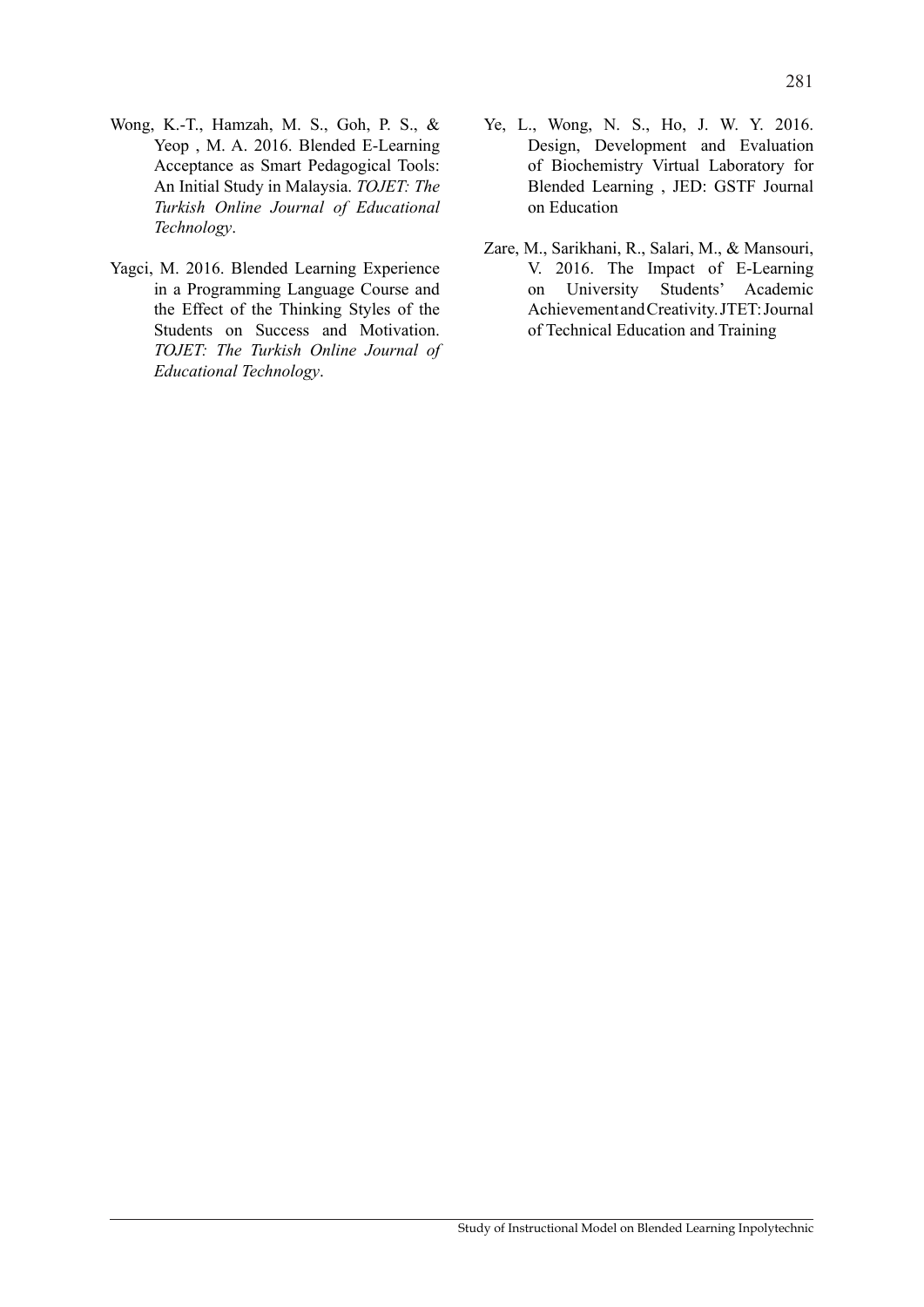Wong, K.-T., Hamzah, M. S., Goh, P. S., & Yeop , M. A. 2016. Blended E-Learning Acceptance as Smart Pedagogical Tools: An Initial Study in Malaysia. *TOJET: The Turkish Online Journal of Educational Technology*.

Yagci, M. 2016. Blended Learning Experience in a Programming Language Course and the Effect of the Thinking Styles of the Students on Success and Motivation. *TOJET: The Turkish Online Journal of Educational Technology*.

Ye, L., Wong, N. S., Ho, J. W. Y. 2016. Design, Development and Evaluation of Biochemistry Virtual Laboratory for Blended Learning , JED: GSTF Journal on Education

Zare, M., Sarikhani, R., Salari, M., & Mansouri, V. 2016. The Impact of E-Learning on University Students' Academic Achievement and Creativity. JTET: Journal of Technical Education and Training